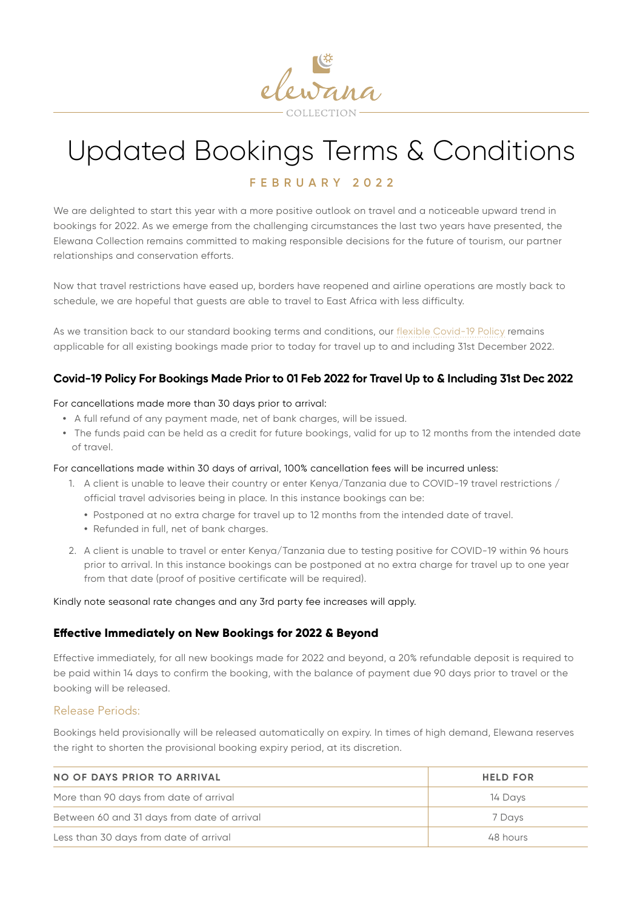elewana

COLLECTION

# Updated Bookings Terms & Conditions

**FEBRUARY 2022**

We are delighted to start this year with a more positive outlook on travel and a noticeable upward trend in bookings for 2022. As we emerge from the challenging circumstances the last two years have presented, the Elewana Collection remains committed to making responsible decisions for the future of tourism, our partner relationships and conservation efforts.

Now that travel restrictions have eased up, borders have reopened and airline operations are mostly back to schedule, we are hopeful that guests are able to travel to East Africa with less difficulty.

As we transition back to our standard booking terms and conditions, our flexible Covid-19 Policy remains applicable for all existing bookings made prior to today for travel up to and including 31st December 2022.

### Covid-19 Policy For Bookings Made Prior to 01 Feb 2022 for Travel Up to & Including 31st Dec 2022

For cancellations made more than 30 days prior to arrival:

- A full refund of any payment made, net of bank charges, will be issued.
- The funds paid can be held as a credit for future bookings, valid for up to 12 months from the intended date of travel.

For cancellations made within 30 days of arrival, 100% cancellation fees will be incurred unless:

1. A client is unable to leave their country or enter Kenya/Tanzania due to COVID-19 travel restrictions / official travel advisories being in place. In this instance bookings can be:
   - Postponed at no extra charge for travel up to 12 months from the intended date of travel.
   - Refunded in full, net of bank charges.
2. A client is unable to travel or enter Kenya/Tanzania due to testing positive for COVID-19 within 96 hours prior to arrival. In this instance bookings can be postponed at no extra charge for travel up to one year from that date (proof of positive certificate will be required).

Kindly note seasonal rate changes and any 3rd party fee increases will apply.

### Effective Immediately on New Bookings for 2022 & Beyond

Effective immediately, for all new bookings made for 2022 and beyond, a 20% refundable deposit is required to be paid within 14 days to confirm the booking, with the balance of payment due 90 days prior to travel or the booking will be released.

#### Release Periods:

Bookings held provisionally will be released automatically on expiry. In times of high demand, Elewana reserves the right to shorten the provisional booking expiry period, at its discretion.

| NO OF DAYS PRIOR TO ARRIVAL | HELD FOR |
|---|---|
| More than 90 days from date of arrival | 14 Days |
| Between 60 and 31 days from date of arrival | 7 Days |
| Less than 30 days from date of arrival | 48 hours |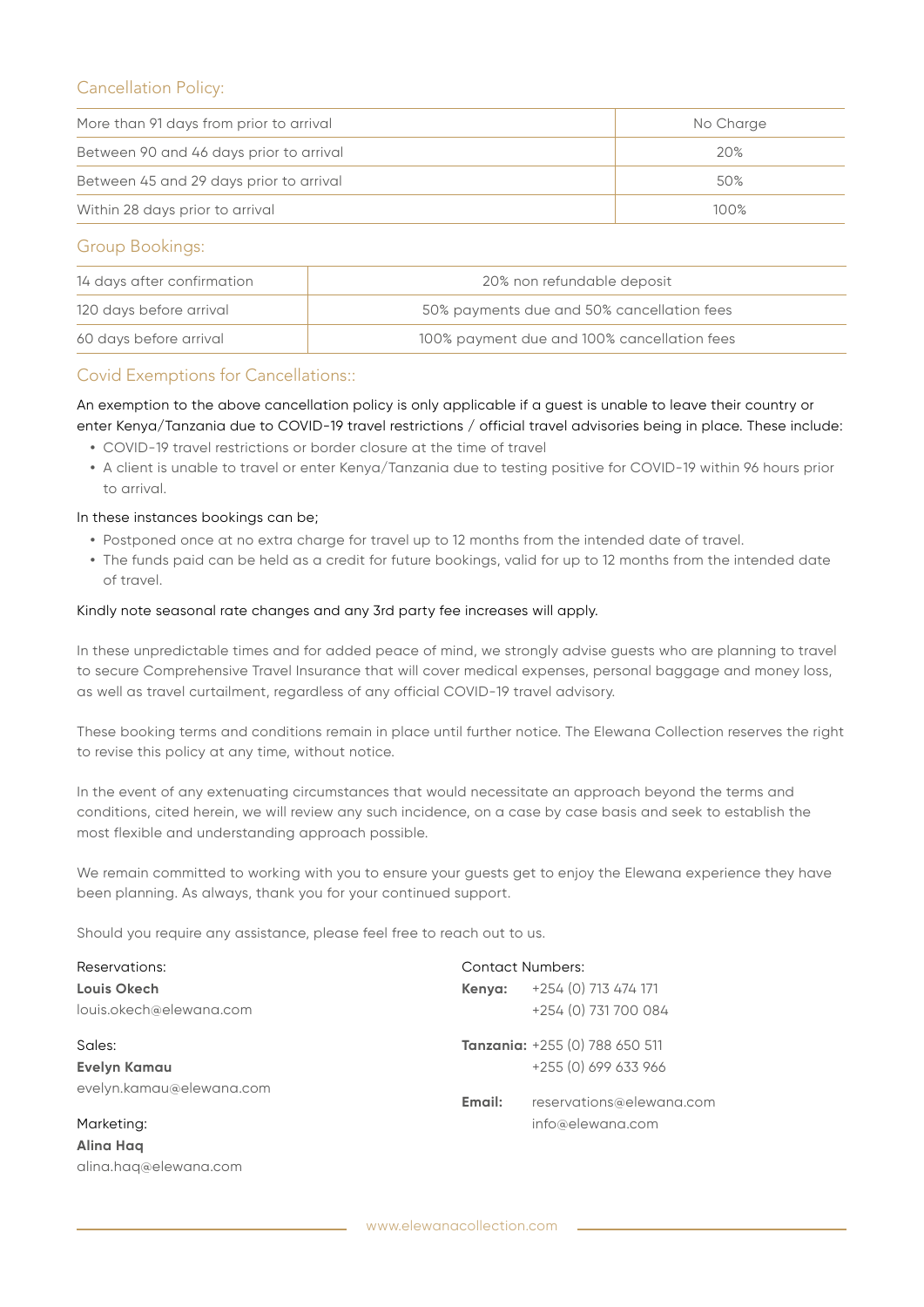## Cancellation Policy:

| | |
|---|---|
| More than 91 days from prior to arrival | No Charge |
| Between 90 and 46 days prior to arrival | 20% |
| Between 45 and 29 days prior to arrival | 50% |
| Within 28 days prior to arrival | 100% |

## Group Bookings:

| | |
|---|---|
| 14 days after confirmation | 20% non refundable deposit |
| 120 days before arrival | 50% payments due and 50% cancellation fees |
| 60 days before arrival | 100% payment due and 100% cancellation fees |

## Covid Exemptions for Cancellations::

An exemption to the above cancellation policy is only applicable if a guest is unable to leave their country or enter Kenya/Tanzania due to COVID-19 travel restrictions / official travel advisories being in place. These include:

- COVID-19 travel restrictions or border closure at the time of travel
- A client is unable to travel or enter Kenya/Tanzania due to testing positive for COVID-19 within 96 hours prior to arrival.

In these instances bookings can be;

- Postponed once at no extra charge for travel up to 12 months from the intended date of travel.
- The funds paid can be held as a credit for future bookings, valid for up to 12 months from the intended date of travel.

Kindly note seasonal rate changes and any 3rd party fee increases will apply.

In these unpredictable times and for added peace of mind, we strongly advise guests who are planning to travel to secure Comprehensive Travel Insurance that will cover medical expenses, personal baggage and money loss, as well as travel curtailment, regardless of any official COVID-19 travel advisory.

These booking terms and conditions remain in place until further notice. The Elewana Collection reserves the right to revise this policy at any time, without notice.

In the event of any extenuating circumstances that would necessitate an approach beyond the terms and conditions, cited herein, we will review any such incidence, on a case by case basis and seek to establish the most flexible and understanding approach possible.

We remain committed to working with you to ensure your guests get to enjoy the Elewana experience they have been planning. As always, thank you for your continued support.

Should you require any assistance, please feel free to reach out to us.

Reservations:
**Louis Okech**
louis.okech@elewana.com

Sales:
**Evelyn Kamau**
evelyn.kamau@elewana.com

Marketing:
**Alina Haq**
alina.haq@elewana.com

Contact Numbers:

**Kenya:** +254 (0) 713 474 171
+254 (0) 731 700 084

**Tanzania:** +255 (0) 788 650 511
+255 (0) 699 633 966

**Email:** reservations@elewana.com
info@elewana.com

www.elewanacollection.com